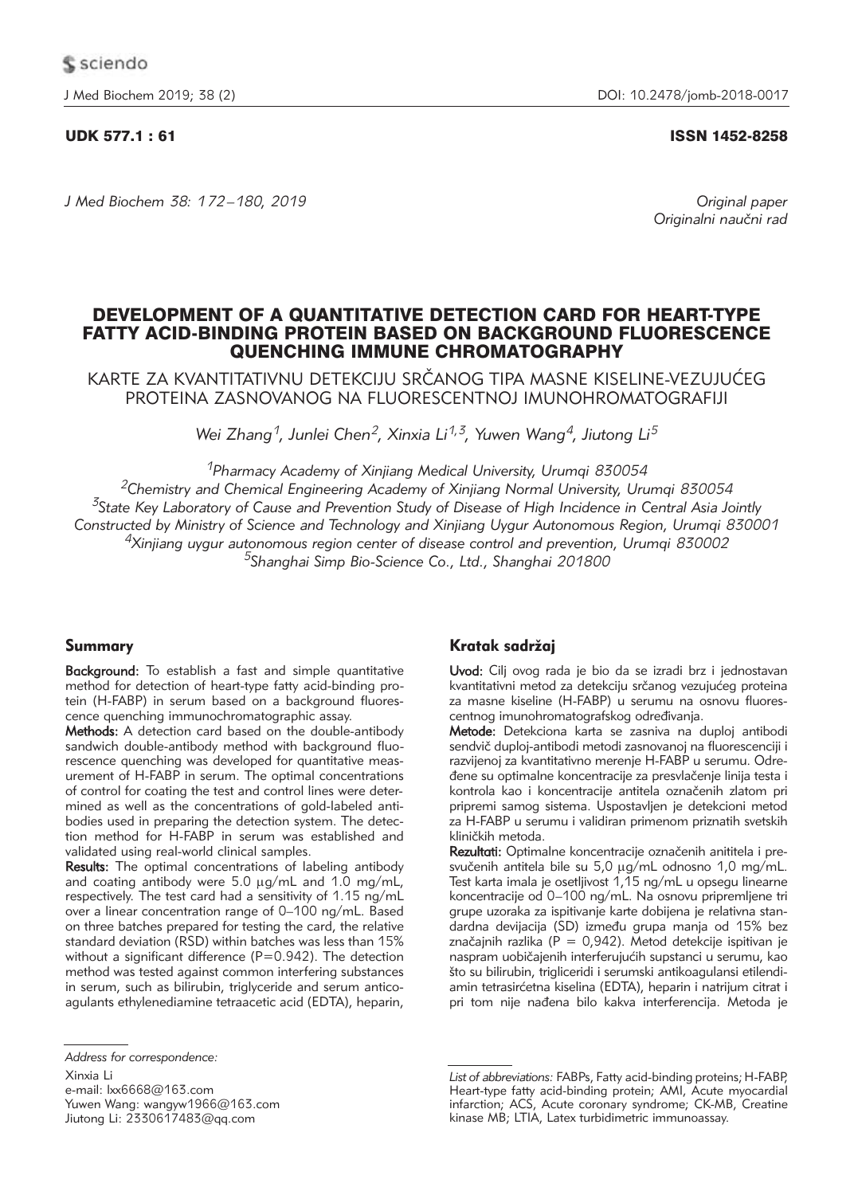UDK 577.1 : 61

ISSN 1452-8258

Original paper
Originalni naučni rad

# DEVELOPMENT OF A QUANTITATIVE DETECTION CARD FOR HEART-TYPE FATTY ACID-BINDING PROTEIN BASED ON BACKGROUND FLUORESCENCE QUENCHING IMMUNE CHROMATOGRAPHY

KARTE ZA KVANTITATIVNU DETEKCIJU SRČANOG TIPA MASNE KISELINE-VEZUJUĆEG PROTEINA ZASNOVANOG NA FLUORESCENTNOJ IMUNOHROMATOGRAFIJI

*Wei Zhang[1], Junlei Chen[2], Xinxia Li[1,3], Yuwen Wang[4], Jiutong Li[5]*

[1]*Pharmacy Academy of Xinjiang Medical University, Urumqi 830054*
[2]*Chemistry and Chemical Engineering Academy of Xinjiang Normal University, Urumqi 830054*
[3]*State Key Laboratory of Cause and Prevention Study of Disease of High Incidence in Central Asia Jointly Constructed by Ministry of Science and Technology and Xinjiang Uygur Autonomous Region, Urumqi 830001*
[4]*Xinjiang uygur autonomous region center of disease control and prevention, Urumqi 830002*
[5]*Shanghai Simp Bio-Science Co., Ltd., Shanghai 201800*

## Summary

**Background:** To establish a fast and simple quantitative method for detection of heart-type fatty acid-binding protein (H-FABP) in serum based on a background fluorescence quenching immunochromatographic assay.

**Methods:** A detection card based on the double-antibody sandwich double-antibody method with background fluorescence quenching was developed for quantitative measurement of H-FABP in serum. The optimal concentrations of control for coating the test and control lines were determined as well as the concentrations of gold-labeled antibodies used in preparing the detection system. The detection method for H-FABP in serum was established and validated using real-world clinical samples.

**Results:** The optimal concentrations of labeling antibody and coating antibody were 5.0 μg/mL and 1.0 mg/mL, respectively. The test card had a sensitivity of 1.15 ng/mL over a linear concentration range of 0–100 ng/mL. Based on three batches prepared for testing the card, the relative standard deviation (RSD) within batches was less than 15% without a significant difference (P=0.942). The detection method was tested against common interfering substances in serum, such as bilirubin, triglyceride and serum anticoagulants ethylenediamine tetraacetic acid (EDTA), heparin,

## Kratak sadržaj

**Uvod:** Cilj ovog rada je bio da se izradi brz i jednostavan kvantitativni metod za detekciju srčanog vezujućeg proteina za masne kiseline (H-FABP) u serumu na osnovu fluorescentnog imunohromatografskog određivanja.

**Metode:** Detekciona karta se zasniva na duploj antibodi sendvič duploj-antibodi metodi zasnovanoj na fluorescenciji i razvijenoj za kvantitativno merenje H-FABP u serumu. Određene su optimalne koncentracije za presvlačenje linija testa i kontrola kao i koncentracije antitela označenih zlatom pri pripremi samog sistema. Uspostavljen je detekcioni metod za H-FABP u serumu i validiran primenom priznatih svetskih kliničkih metoda.

**Rezultati:** Optimalne koncentracije označenih anititela i presvučenih antitela bile su 5,0 μg/mL odnosno 1,0 mg/mL. Test karta imala je osetljivost 1,15 ng/mL u opsegu linearne koncentracije od 0–100 ng/mL. Na osnovu pripremljene tri grupe uzoraka za ispitivanje karte dobijena je relativna standardna devijacija (SD) između grupa manja od 15% bez značajnih razlika (P = 0,942). Metod detekcije ispitivan je naspram uobičajenih interferujućih supstanci u serumu, kao što su bilirubin, trigliceridi i serumski antikoagulansi etilendiamin tetrasirćetna kiselina (EDTA), heparin i natrijum citrat i pri tom nije nađena bilo kakva interferencija. Metoda je

*Address for correspondence:*

Xinxia Li
e-mail: lxx6668@163.com
Yuwen Wang: wangyw1966@163.com
Jiutong Li: 2330617483@qq.com

*List of abbreviations:* FABPs, Fatty acid-binding proteins; H-FABP, Heart-type fatty acid-binding protein; AMI, Acute myocardial infarction; ACS, Acute coronary syndrome; CK-MB, Creatine kinase MB; LTIA, Latex turbidimetric immunoassay.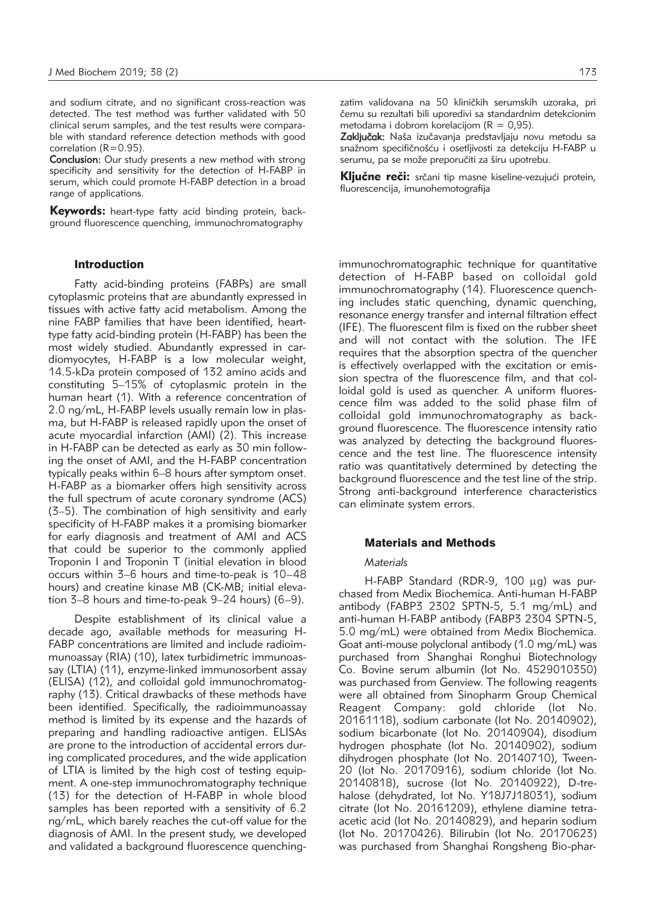and sodium citrate, and no significant cross-reaction was detected. The test method was further validated with 50 clinical serum samples, and the test results were comparable with standard reference detection methods with good correlation (R=0.95).

**Conclusion:** Our study presents a new method with strong specificity and sensitivity for the detection of H-FABP in serum, which could promote H-FABP detection in a broad range of applications.

**Keywords:** heart-type fatty acid binding protein, background fluorescence quenching, immunochromatography

zatim validovana na 50 kliničkih serumskih uzoraka, pri čemu su rezultati bili uporedivi sa standardnim detekcionim metodama i dobrom korelacijom (R = 0,95).

**Zaključak:** Naša izučavanja predstavljaju novu metodu sa snažnom specifičnošću i osetljivosti za detekciju H-FABP u serumu, pa se može preporučiti za širu upotrebu.

**Ključne reči:** srčani tip masne kiseline-vezujući protein, fluorescencija, imunohemotografija

## Introduction

Fatty acid-binding proteins (FABPs) are small cytoplasmic proteins that are abundantly expressed in tissues with active fatty acid metabolism. Among the nine FABP families that have been identified, heart-type fatty acid-binding protein (H-FABP) has been the most widely studied. Abundantly expressed in cardiomyocytes, H-FABP is a low molecular weight, 14.5-kDa protein composed of 132 amino acids and constituting 5–15% of cytoplasmic protein in the human heart (1). With a reference concentration of 2.0 ng/mL, H-FABP levels usually remain low in plasma, but H-FABP is released rapidly upon the onset of acute myocardial infarction (AMI) (2). This increase in H-FABP can be detected as early as 30 min following the onset of AMI, and the H-FABP concentration typically peaks within 6–8 hours after symptom onset. H-FABP as a biomarker offers high sensitivity across the full spectrum of acute coronary syndrome (ACS) (3–5). The combination of high sensitivity and early specificity of H-FABP makes it a promising biomarker for early diagnosis and treatment of AMI and ACS that could be superior to the commonly applied Troponin I and Troponin T (initial elevation in blood occurs within 3–6 hours and time-to-peak is 10–48 hours) and creatine kinase MB (CK-MB; initial elevation 3–8 hours and time-to-peak 9–24 hours) (6–9).

Despite establishment of its clinical value a decade ago, available methods for measuring H-FABP concentrations are limited and include radioimmunoassay (RIA) (10), latex turbidimetric immunoassay (LTIA) (11), enzyme-linked immunosorbent assay (ELISA) (12), and colloidal gold immunochromatography (13). Critical drawbacks of these methods have been identified. Specifically, the radioimmunoassay method is limited by its expense and the hazards of preparing and handling radioactive antigen. ELISAs are prone to the introduction of accidental errors during complicated procedures, and the wide application of LTIA is limited by the high cost of testing equipment. A one-step immunochromatography technique (13) for the detection of H-FABP in whole blood samples has been reported with a sensitivity of 6.2 ng/mL, which barely reaches the cut-off value for the diagnosis of AMI. In the present study, we developed and validated a background fluorescence quenching-immunochromatographic technique for quantitative detection of H-FABP based on colloidal gold immunochromatography (14). Fluorescence quenching includes static quenching, dynamic quenching, resonance energy transfer and internal filtration effect (IFE). The fluorescent film is fixed on the rubber sheet and will not contact with the solution. The IFE requires that the absorption spectra of the quencher is effectively overlapped with the excitation or emission spectra of the fluorescence film, and that colloidal gold is used as quencher. A uniform fluorescence film was added to the solid phase film of colloidal gold immunochromatography as background fluorescence. The fluorescence intensity ratio was analyzed by detecting the background fluorescence and the test line. The fluorescence intensity ratio was quantitatively determined by detecting the background fluorescence and the test line of the strip. Strong anti-background interference characteristics can eliminate system errors.

## Materials and Methods

### *Materials*

H-FABP Standard (RDR-9, 100 μg) was purchased from Medix Biochemica. Anti-human H-FABP antibody (FABP3 2302 SPTN-5, 5.1 mg/mL) and anti-human H-FABP antibody (FABP3 2304 SPTN-5, 5.0 mg/mL) were obtained from Medix Biochemica. Goat anti-mouse polyclonal antibody (1.0 mg/mL) was purchased from Shanghai Ronghui Biotechnology Co. Bovine serum albumin (lot No. 4529010350) was purchased from Genview. The following reagents were all obtained from Sinopharm Group Chemical Reagent Company: gold chloride (lot No. 20161118), sodium carbonate (lot No. 20140902), sodium bicarbonate (lot No. 20140904), disodium hydrogen phosphate (lot No. 20140902), sodium dihydrogen phosphate (lot No. 20140710), Tween-20 (lot No. 20170916), sodium chloride (lot No. 20140818), sucrose (lot No. 20140922), D-trehalose (dehydrated, lot No. Y18J7J18031), sodium citrate (lot No. 20161209), ethylene diamine tetraacetic acid (lot No. 20140829), and heparin sodium (lot No. 20170426). Bilirubin (lot No. 20170623) was purchased from Shanghai Rongsheng Bio-phar-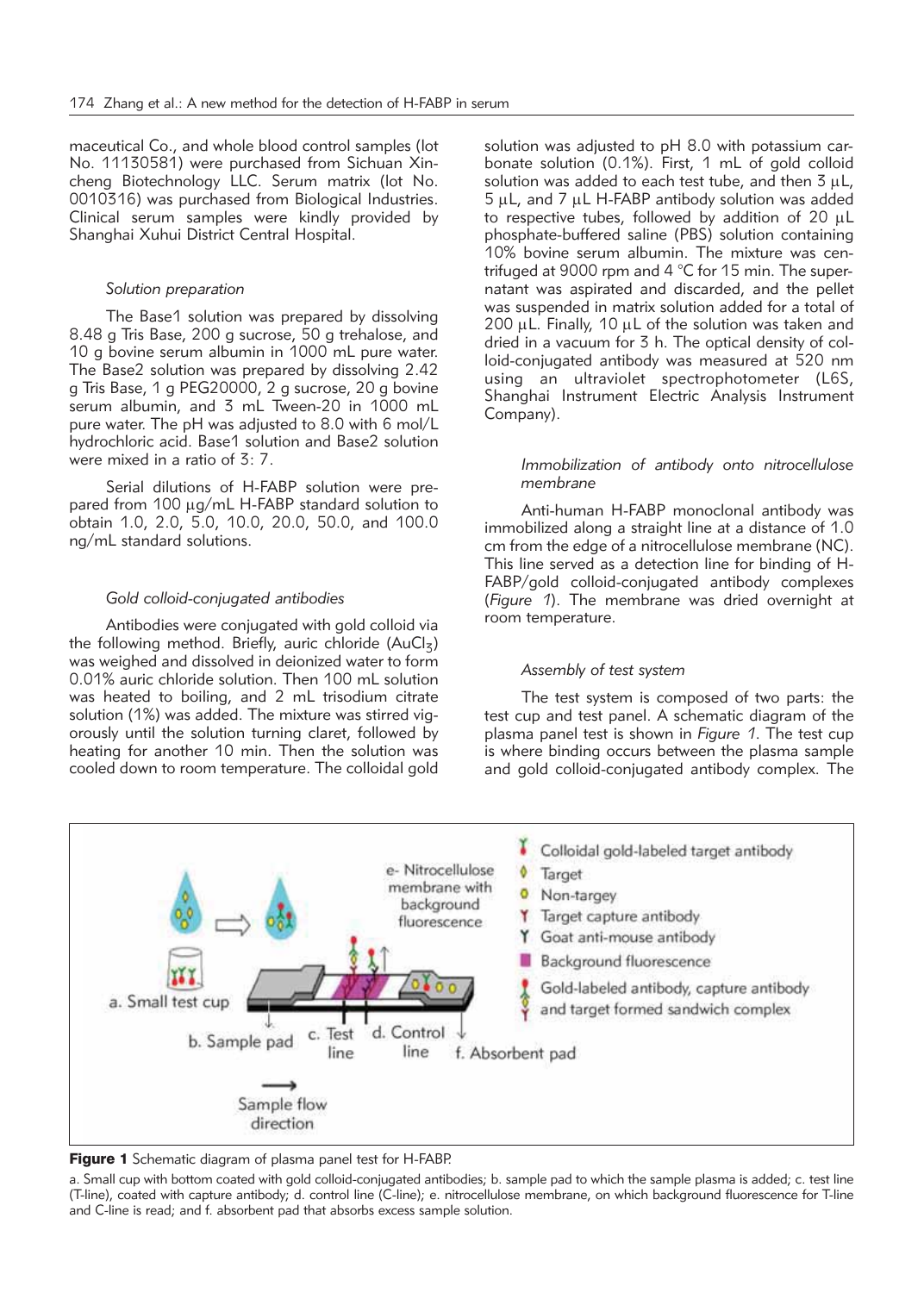maceutical Co., and whole blood control samples (lot No. 11130581) were purchased from Sichuan Xincheng Biotechnology LLC. Serum matrix (lot No. 0010316) was purchased from Biological Industries. Clinical serum samples were kindly provided by Shanghai Xuhui District Central Hospital.

### *Solution preparation*

The Base1 solution was prepared by dissolving 8.48 g Tris Base, 200 g sucrose, 50 g trehalose, and 10 g bovine serum albumin in 1000 mL pure water. The Base2 solution was prepared by dissolving 2.42 g Tris Base, 1 g PEG20000, 2 g sucrose, 20 g bovine serum albumin, and 3 mL Tween-20 in 1000 mL pure water. The pH was adjusted to 8.0 with 6 mol/L hydrochloric acid. Base1 solution and Base2 solution were mixed in a ratio of 3: 7.

Serial dilutions of H-FABP solution were prepared from 100 μg/mL H-FABP standard solution to obtain 1.0, 2.0, 5.0, 10.0, 20.0, 50.0, and 100.0 ng/mL standard solutions.

### *Gold colloid-conjugated antibodies*

Antibodies were conjugated with gold colloid via the following method. Briefly, auric chloride ($AuCl_3$) was weighed and dissolved in deionized water to form 0.01% auric chloride solution. Then 100 mL solution was heated to boiling, and 2 mL trisodium citrate solution (1%) was added. The mixture was stirred vigorously until the solution turning claret, followed by heating for another 10 min. Then the solution was cooled down to room temperature. The colloidal gold solution was adjusted to pH 8.0 with potassium carbonate solution (0.1%). First, 1 mL of gold colloid solution was added to each test tube, and then 3 μL, 5 μL, and 7 μL H-FABP antibody solution was added to respective tubes, followed by addition of 20 μL phosphate-buffered saline (PBS) solution containing 10% bovine serum albumin. The mixture was centrifuged at 9000 rpm and 4 °C for 15 min. The supernatant was aspirated and discarded, and the pellet was suspended in matrix solution added for a total of 200 μL. Finally, 10 μL of the solution was taken and dried in a vacuum for 3 h. The optical density of colloid-conjugated antibody was measured at 520 nm using an ultraviolet spectrophotometer (L6S, Shanghai Instrument Electric Analysis Instrument Company).

### *Immobilization of antibody onto nitrocellulose membrane*

Anti-human H-FABP monoclonal antibody was immobilized along a straight line at a distance of 1.0 cm from the edge of a nitrocellulose membrane (NC). This line served as a detection line for binding of H-FABP/gold colloid-conjugated antibody complexes (*Figure 1*). The membrane was dried overnight at room temperature.

### *Assembly of test system*

The test system is composed of two parts: the test cup and test panel. A schematic diagram of the plasma panel test is shown in *Figure 1*. The test cup is where binding occurs between the plasma sample and gold colloid-conjugated antibody complex. The

**Figure 1** Schematic diagram of plasma panel test for H-FABP.

a. Small cup with bottom coated with gold colloid-conjugated antibodies; b. sample pad to which the sample plasma is added; c. test line (T-line), coated with capture antibody; d. control line (C-line); e. nitrocellulose membrane, on which background fluorescence for T-line and C-line is read; and f. absorbent pad that absorbs excess sample solution.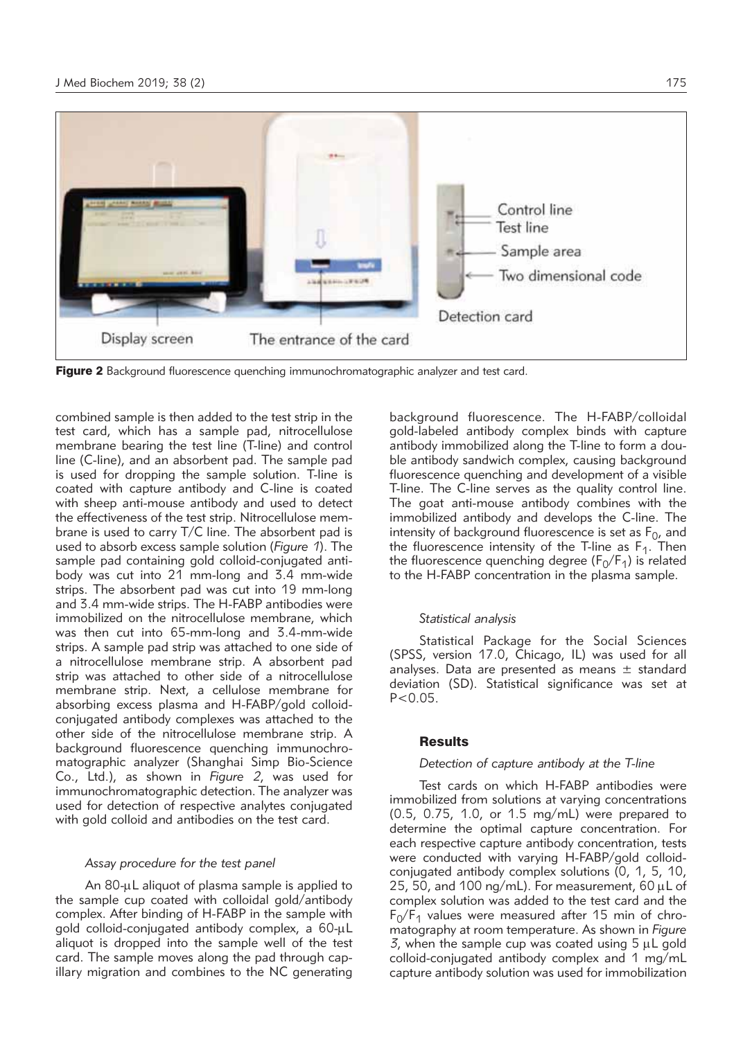Figure 2 Background fluorescence quenching immunochromatographic analyzer and test card.

combined sample is then added to the test strip in the test card, which has a sample pad, nitrocellulose membrane bearing the test line (T-line) and control line (C-line), and an absorbent pad. The sample pad is used for dropping the sample solution. T-line is coated with capture antibody and C-line is coated with sheep anti-mouse antibody and used to detect the effectiveness of the test strip. Nitrocellulose membrane is used to carry T/C line. The absorbent pad is used to absorb excess sample solution (*Figure 1*). The sample pad containing gold colloid-conjugated antibody was cut into 21 mm-long and 3.4 mm-wide strips. The absorbent pad was cut into 19 mm-long and 3.4 mm-wide strips. The H-FABP antibodies were immobilized on the nitrocellulose membrane, which was then cut into 65-mm-long and 3.4-mm-wide strips. A sample pad strip was attached to one side of a nitrocellulose membrane strip. A absorbent pad strip was attached to other side of a nitrocellulose membrane strip. Next, a cellulose membrane for absorbing excess plasma and H-FABP/gold colloid-conjugated antibody complexes was attached to the other side of the nitrocellulose membrane strip. A background fluorescence quenching immunochromatographic analyzer (Shanghai Simp Bio-Science Co., Ltd.), as shown in *Figure 2*, was used for immunochromatographic detection. The analyzer was used for detection of respective analytes conjugated with gold colloid and antibodies on the test card.

#### *Assay procedure for the test panel*

An 80-μL aliquot of plasma sample is applied to the sample cup coated with colloidal gold/antibody complex. After binding of H-FABP in the sample with gold colloid-conjugated antibody complex, a 60-μL aliquot is dropped into the sample well of the test card. The sample moves along the pad through capillary migration and combines to the NC generating background fluorescence. The H-FABP/colloidal gold-labeled antibody complex binds with capture antibody immobilized along the T-line to form a double antibody sandwich complex, causing background fluorescence quenching and development of a visible T-line. The C-line serves as the quality control line. The goat anti-mouse antibody combines with the immobilized antibody and develops the C-line. The intensity of background fluorescence is set as $F_0$, and the fluorescence intensity of the T-line as $F_1$. Then the fluorescence quenching degree ($F_0/F_1$) is related to the H-FABP concentration in the plasma sample.

#### *Statistical analysis*

Statistical Package for the Social Sciences (SPSS, version 17.0, Chicago, IL) was used for all analyses. Data are presented as means ± standard deviation (SD). Statistical significance was set at $P<0.05$.

## Results

#### *Detection of capture antibody at the T-line*

Test cards on which H-FABP antibodies were immobilized from solutions at varying concentrations (0.5, 0.75, 1.0, or 1.5 mg/mL) were prepared to determine the optimal capture concentration. For each respective capture antibody concentration, tests were conducted with varying H-FABP/gold colloid-conjugated antibody complex solutions (0, 1, 5, 10, 25, 50, and 100 ng/mL). For measurement, 60 μL of complex solution was added to the test card and the $F_0/F_1$ values were measured after 15 min of chromatography at room temperature. As shown in *Figure 3*, when the sample cup was coated using 5 μL gold colloid-conjugated antibody complex and 1 mg/mL capture antibody solution was used for immobilization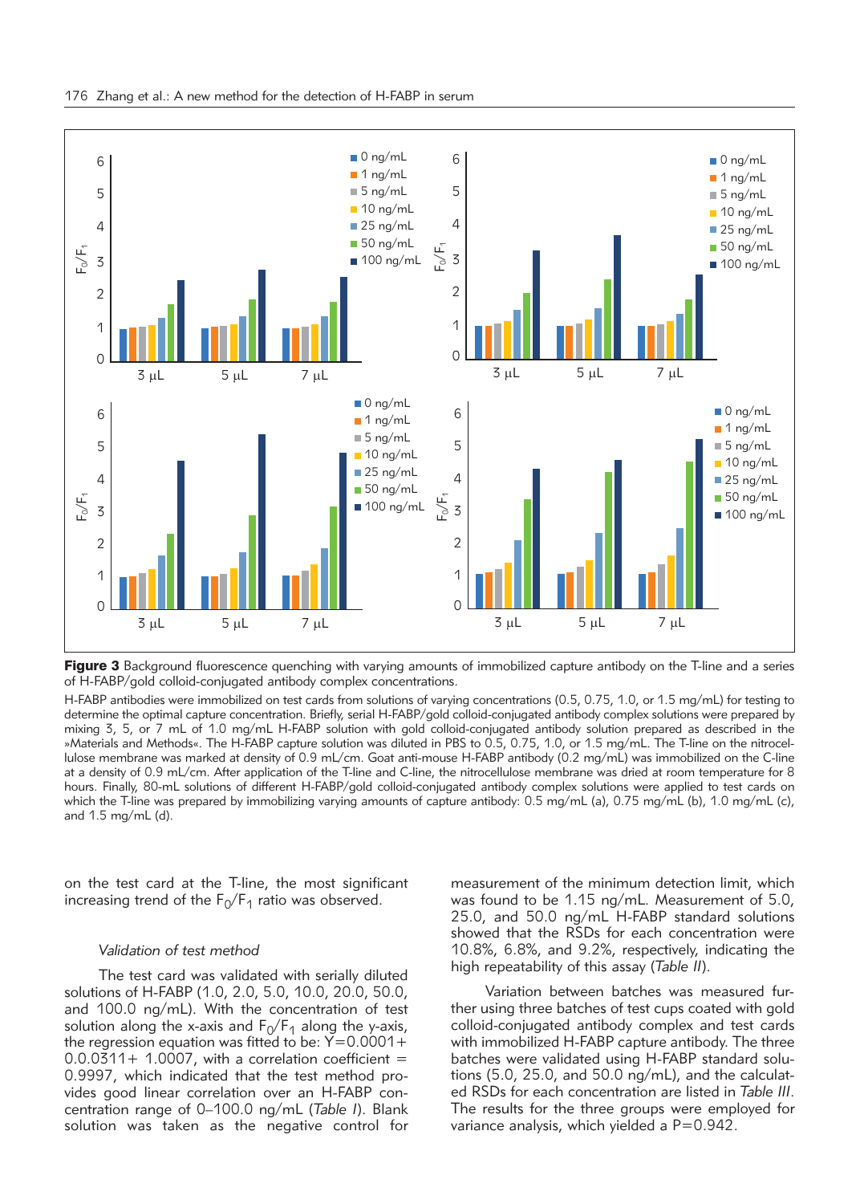**Figure 3** Background fluorescence quenching with varying amounts of immobilized capture antibody on the T-line and a series of H-FABP/gold colloid-conjugated antibody complex concentrations.

H-FABP antibodies were immobilized on test cards from solutions of varying concentrations (0.5, 0.75, 1.0, or 1.5 mg/mL) for testing to determine the optimal capture concentration. Briefly, serial H-FABP/gold colloid-conjugated antibody complex solutions were prepared by mixing 3, 5, or 7 mL of 1.0 mg/mL H-FABP solution with gold colloid-conjugated antibody solution prepared as described in the »Materials and Methods«. The H-FABP capture solution was diluted in PBS to 0.5, 0.75, 1.0, or 1.5 mg/mL. The T-line on the nitrocellulose membrane was marked at density of 0.9 mL/cm. Goat anti-mouse H-FABP antibody (0.2 mg/mL) was immobilized on the C-line at a density of 0.9 mL/cm. After application of the T-line and C-line, the nitrocellulose membrane was dried at room temperature for 8 hours. Finally, 80-mL solutions of different H-FABP/gold colloid-conjugated antibody complex solutions were applied to test cards on which the T-line was prepared by immobilizing varying amounts of capture antibody: 0.5 mg/mL (a), 0.75 mg/mL (b), 1.0 mg/mL (c), and 1.5 mg/mL (d).

on the test card at the T-line, the most significant increasing trend of the $F_0/F_1$ ratio was observed.

### *Validation of test method*

The test card was validated with serially diluted solutions of H-FABP (1.0, 2.0, 5.0, 10.0, 20.0, 50.0, and 100.0 ng/mL). With the concentration of test solution along the x-axis and $F_0/F_1$ along the y-axis, the regression equation was fitted to be: Y=0.0001+ 0.0311+ 1.0007, with a correlation coefficient = 0.9997, which indicated that the test method provides good linear correlation over an H-FABP concentration range of 0–100.0 ng/mL (*Table I*). Blank solution was taken as the negative control for measurement of the minimum detection limit, which was found to be 1.15 ng/mL. Measurement of 5.0, 25.0, and 50.0 ng/mL H-FABP standard solutions showed that the RSDs for each concentration were 10.8%, 6.8%, and 9.2%, respectively, indicating the high repeatability of this assay (*Table II*).

Variation between batches was measured further using three batches of test cups coated with gold colloid-conjugated antibody complex and test cards with immobilized H-FABP capture antibody. The three batches were validated using H-FABP standard solutions (5.0, 25.0, and 50.0 ng/mL), and the calculated RSDs for each concentration are listed in *Table III*. The results for the three groups were employed for variance analysis, which yielded a P=0.942.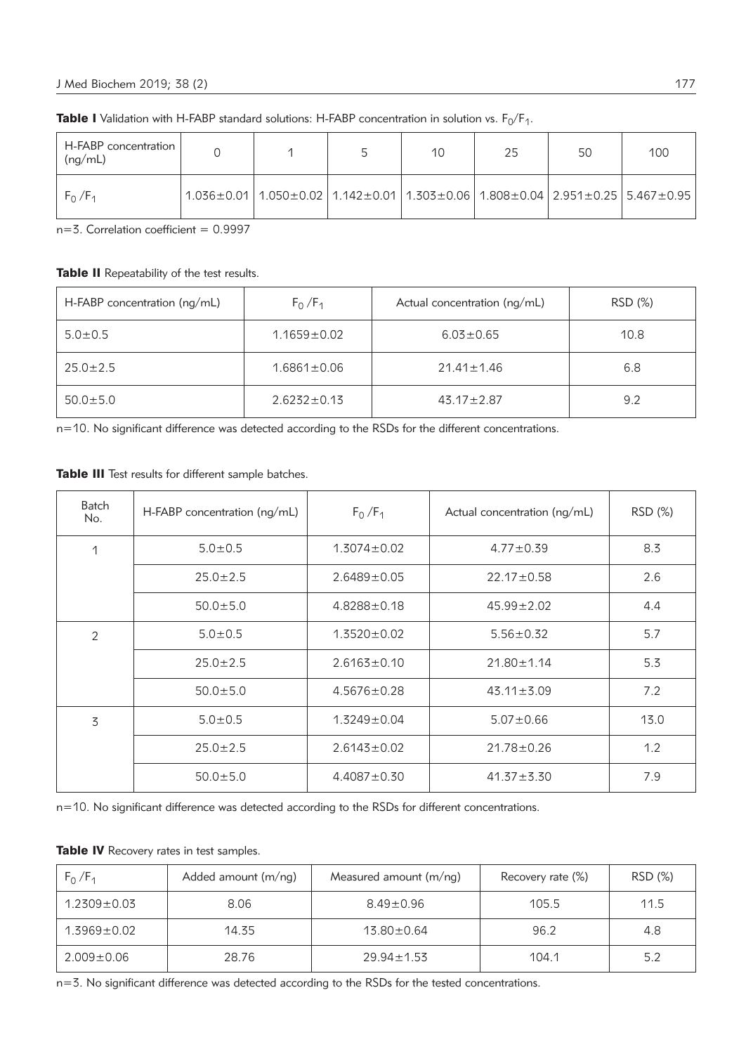**Table I** Validation with H-FABP standard solutions: H-FABP concentration in solution vs. $F_0/F_1$.

| H-FABP concentration (ng/mL) | 0 | 1 | 5 | 10 | 25 | 50 | 100 |
|---|---|---|---|---|---|---|---|
| $F_0/F_1$ | 1.036±0.01 | 1.050±0.02 | 1.142±0.01 | 1.303±0.06 | 1.808±0.04 | 2.951±0.25 | 5.467±0.95 |

n=3. Correlation coefficient = 0.9997

**Table II** Repeatability of the test results.

| H-FABP concentration (ng/mL) | $F_0/F_1$ | Actual concentration (ng/mL) | RSD (%) |
|---|---|---|---|
| 5.0±0.5 | 1.1659±0.02 | 6.03±0.65 | 10.8 |
| 25.0±2.5 | 1.6861±0.06 | 21.41±1.46 | 6.8 |
| 50.0±5.0 | 2.6232±0.13 | 43.17±2.87 | 9.2 |

n=10. No significant difference was detected according to the RSDs for the different concentrations.

**Table III** Test results for different sample batches.

| Batch No. | H-FABP concentration (ng/mL) | $F_0/F_1$ | Actual concentration (ng/mL) | RSD (%) |
|---|---|---|---|---|
| 1 | 5.0±0.5 | 1.3074±0.02 | 4.77±0.39 | 8.3 |
| | 25.0±2.5 | 2.6489±0.05 | 22.17±0.58 | 2.6 |
| | 50.0±5.0 | 4.8288±0.18 | 45.99±2.02 | 4.4 |
| 2 | 5.0±0.5 | 1.3520±0.02 | 5.56±0.32 | 5.7 |
| | 25.0±2.5 | 2.6163±0.10 | 21.80±1.14 | 5.3 |
| | 50.0±5.0 | 4.5676±0.28 | 43.11±3.09 | 7.2 |
| 3 | 5.0±0.5 | 1.3249±0.04 | 5.07±0.66 | 13.0 |
| | 25.0±2.5 | 2.6143±0.02 | 21.78±0.26 | 1.2 |
| | 50.0±5.0 | 4.4087±0.30 | 41.37±3.30 | 7.9 |

n=10. No significant difference was detected according to the RSDs for different concentrations.

**Table IV** Recovery rates in test samples.

| $F_0/F_1$ | Added amount (m/ng) | Measured amount (m/ng) | Recovery rate (%) | RSD (%) |
|---|---|---|---|---|
| 1.2309±0.03 | 8.06 | 8.49±0.96 | 105.5 | 11.5 |
| 1.3969±0.02 | 14.35 | 13.80±0.64 | 96.2 | 4.8 |
| 2.009±0.06 | 28.76 | 29.94±1.53 | 104.1 | 5.2 |

n=3. No significant difference was detected according to the RSDs for the tested concentrations.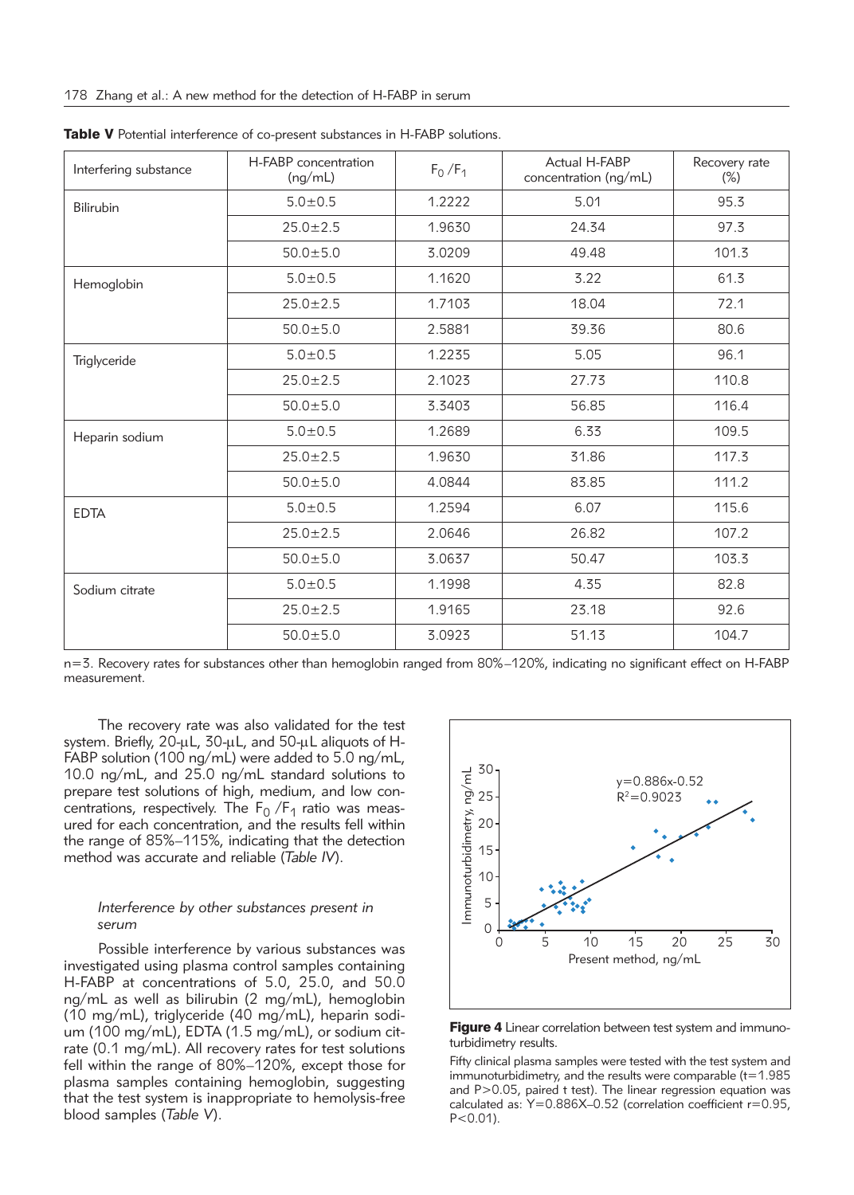**Table V** Potential interference of co-present substances in H-FABP solutions.

| Interfering substance | H-FABP concentration (ng/mL) | $F_0/F_1$ | Actual H-FABP concentration (ng/mL) | Recovery rate (%) |
|---|---|---|---|---|
| Bilirubin | 5.0±0.5 | 1.2222 | 5.01 | 95.3 |
| | 25.0±2.5 | 1.9630 | 24.34 | 97.3 |
| | 50.0±5.0 | 3.0209 | 49.48 | 101.3 |
| Hemoglobin | 5.0±0.5 | 1.1620 | 3.22 | 61.3 |
| | 25.0±2.5 | 1.7103 | 18.04 | 72.1 |
| | 50.0±5.0 | 2.5881 | 39.36 | 80.6 |
| Triglyceride | 5.0±0.5 | 1.2235 | 5.05 | 96.1 |
| | 25.0±2.5 | 2.1023 | 27.73 | 110.8 |
| | 50.0±5.0 | 3.3403 | 56.85 | 116.4 |
| Heparin sodium | 5.0±0.5 | 1.2689 | 6.33 | 109.5 |
| | 25.0±2.5 | 1.9630 | 31.86 | 117.3 |
| | 50.0±5.0 | 4.0844 | 83.85 | 111.2 |
| EDTA | 5.0±0.5 | 1.2594 | 6.07 | 115.6 |
| | 25.0±2.5 | 2.0646 | 26.82 | 107.2 |
| | 50.0±5.0 | 3.0637 | 50.47 | 103.3 |
| Sodium citrate | 5.0±0.5 | 1.1998 | 4.35 | 82.8 |
| | 25.0±2.5 | 1.9165 | 23.18 | 92.6 |
| | 50.0±5.0 | 3.0923 | 51.13 | 104.7 |

n=3. Recovery rates for substances other than hemoglobin ranged from 80%–120%, indicating no significant effect on H-FABP measurement.

The recovery rate was also validated for the test system. Briefly, 20-µL, 30-µL, and 50-µL aliquots of H-FABP solution (100 ng/mL) were added to 5.0 ng/mL, 10.0 ng/mL, and 25.0 ng/mL standard solutions to prepare test solutions of high, medium, and low concentrations, respectively. The $F_0/F_1$ ratio was measured for each concentration, and the results fell within the range of 85%–115%, indicating that the detection method was accurate and reliable (*Table IV*).

### *Interference by other substances present in serum*

Possible interference by various substances was investigated using plasma control samples containing H-FABP at concentrations of 5.0, 25.0, and 50.0 ng/mL as well as bilirubin (2 mg/mL), hemoglobin (10 mg/mL), triglyceride (40 mg/mL), heparin sodium (100 mg/mL), EDTA (1.5 mg/mL), or sodium citrate (0.1 mg/mL). All recovery rates for test solutions fell within the range of 80%–120%, except those for plasma samples containing hemoglobin, suggesting that the test system is inappropriate to hemolysis-free blood samples (*Table V*).

**Figure 4** Linear correlation between test system and immunoturbidimetry results.

Fifty clinical plasma samples were tested with the test system and immunoturbidimetry, and the results were comparable (t=1.985 and P>0.05, paired t test). The linear regression equation was calculated as: Y=0.886X–0.52 (correlation coefficient r=0.95, P<0.01).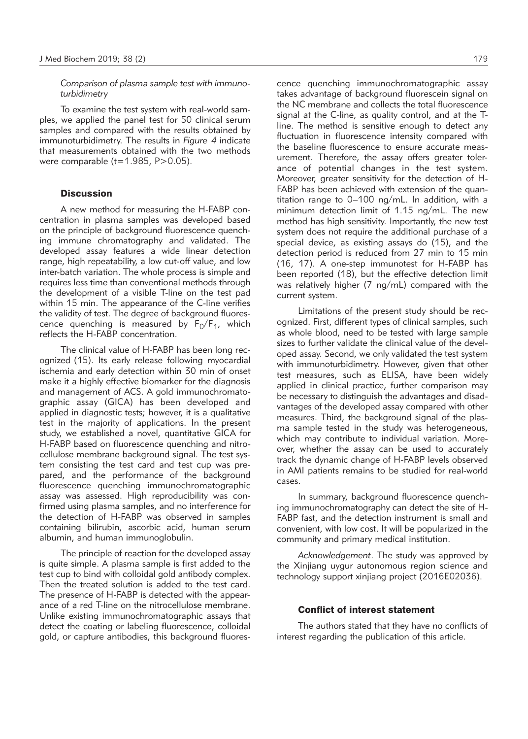*Comparison of plasma sample test with immunoturbidimetry*

To examine the test system with real-world samples, we applied the panel test for 50 clinical serum samples and compared with the results obtained by immunoturbidimetry. The results in *Figure 4* indicate that measurements obtained with the two methods were comparable ($t=1.985$, $P>0.05$).

## Discussion

A new method for measuring the H-FABP concentration in plasma samples was developed based on the principle of background fluorescence quenching immune chromatography and validated. The developed assay features a wide linear detection range, high repeatability, a low cut-off value, and low inter-batch variation. The whole process is simple and requires less time than conventional methods through the development of a visible T-line on the test pad within 15 min. The appearance of the C-line verifies the validity of test. The degree of background fluorescence quenching is measured by $F_0/F_1$, which reflects the H-FABP concentration.

The clinical value of H-FABP has been long recognized (15). Its early release following myocardial ischemia and early detection within 30 min of onset make it a highly effective biomarker for the diagnosis and management of ACS. A gold immunochromatographic assay (GICA) has been developed and applied in diagnostic tests; however, it is a qualitative test in the majority of applications. In the present study, we established a novel, quantitative GICA for H-FABP based on fluorescence quenching and nitrocellulose membrane background signal. The test system consisting the test card and test cup was prepared, and the performance of the background fluorescence quenching immunochromatographic assay was assessed. High reproducibility was confirmed using plasma samples, and no interference for the detection of H-FABP was observed in samples containing bilirubin, ascorbic acid, human serum albumin, and human immunoglobulin.

The principle of reaction for the developed assay is quite simple. A plasma sample is first added to the test cup to bind with colloidal gold antibody complex. Then the treated solution is added to the test card. The presence of H-FABP is detected with the appearance of a red T-line on the nitrocellulose membrane. Unlike existing immunochromatographic assays that detect the coating or labeling fluorescence, colloidal gold, or capture antibodies, this background fluorescence quenching immunochromatographic assay takes advantage of background fluorescein signal on the NC membrane and collects the total fluorescence signal at the C-line, as quality control, and at the T-line. The method is sensitive enough to detect any fluctuation in fluorescence intensity compared with the baseline fluorescence to ensure accurate measurement. Therefore, the assay offers greater tolerance of potential changes in the test system. Moreover, greater sensitivity for the detection of H-FABP has been achieved with extension of the quantitation range to 0–100 ng/mL. In addition, with a minimum detection limit of 1.15 ng/mL. The new method has high sensitivity. Importantly, the new test system does not require the additional purchase of a special device, as existing assays do (15), and the detection period is reduced from 27 min to 15 min (16, 17). A one-step immunotest for H-FABP has been reported (18), but the effective detection limit was relatively higher (7 ng/mL) compared with the current system.

Limitations of the present study should be recognized. First, different types of clinical samples, such as whole blood, need to be tested with large sample sizes to further validate the clinical value of the developed assay. Second, we only validated the test system with immunoturbidimetry. However, given that other test measures, such as ELISA, have been widely applied in clinical practice, further comparison may be necessary to distinguish the advantages and disadvantages of the developed assay compared with other measures. Third, the background signal of the plasma sample tested in the study was heterogeneous, which may contribute to individual variation. Moreover, whether the assay can be used to accurately track the dynamic change of H-FABP levels observed in AMI patients remains to be studied for real-world cases.

In summary, background fluorescence quenching immunochromatography can detect the site of H-FABP fast, and the detection instrument is small and convenient, with low cost. It will be popularized in the community and primary medical institution.

*Acknowledgement*. The study was approved by the Xinjiang uygur autonomous region science and technology support xinjiang project (2016E02036).

## Conflict of interest statement

The authors stated that they have no conflicts of interest regarding the publication of this article.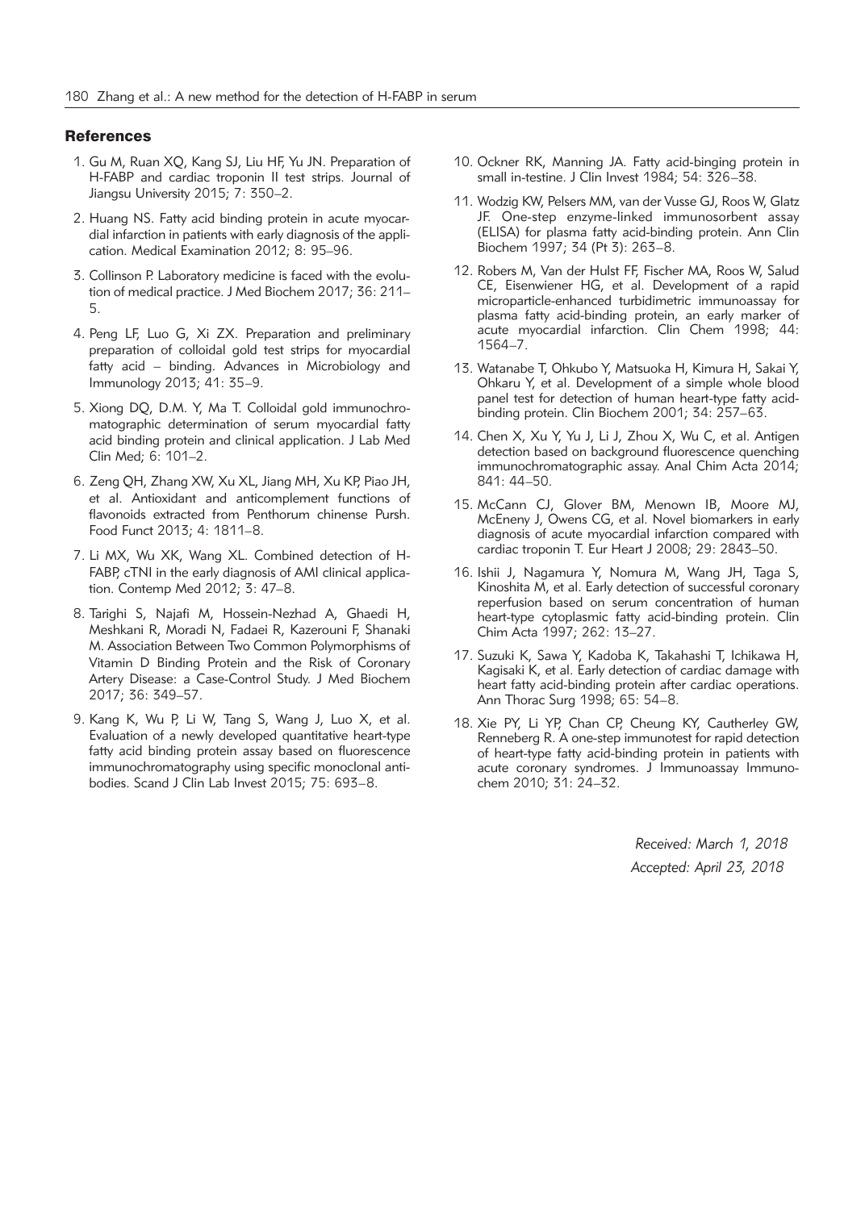## References

1. Gu M, Ruan XQ, Kang SJ, Liu HF, Yu JN. Preparation of H-FABP and cardiac troponin II test strips. Journal of Jiangsu University 2015; 7: 350–2.
2. Huang NS. Fatty acid binding protein in acute myocardial infarction in patients with early diagnosis of the application. Medical Examination 2012; 8: 95–96.
3. Collinson P. Laboratory medicine is faced with the evolution of medical practice. J Med Biochem 2017; 36: 211–5.
4. Peng LF, Luo G, Xi ZX. Preparation and preliminary preparation of colloidal gold test strips for myocardial fatty acid – binding. Advances in Microbiology and Immunology 2013; 41: 35–9.
5. Xiong DQ, D.M. Y, Ma T. Colloidal gold immunochromatographic determination of serum myocardial fatty acid binding protein and clinical application. J Lab Med Clin Med; 6: 101–2.
6. Zeng QH, Zhang XW, Xu XL, Jiang MH, Xu KP, Piao JH, et al. Antioxidant and anticomplement functions of flavonoids extracted from Penthorum chinense Pursh. Food Funct 2013; 4: 1811–8.
7. Li MX, Wu XK, Wang XL. Combined detection of H-FABP, cTNI in the early diagnosis of AMI clinical application. Contemp Med 2012; 3: 47–8.
8. Tarighi S, Najafi M, Hossein-Nezhad A, Ghaedi H, Meshkani R, Moradi N, Fadaei R, Kazerouni F, Shanaki M. Association Between Two Common Polymorphisms of Vitamin D Binding Protein and the Risk of Coronary Artery Disease: a Case-Control Study. J Med Biochem 2017; 36: 349–57.
9. Kang K, Wu P, Li W, Tang S, Wang J, Luo X, et al. Evaluation of a newly developed quantitative heart-type fatty acid binding protein assay based on fluorescence immunochromatography using specific monoclonal antibodies. Scand J Clin Lab Invest 2015; 75: 693–8.
10. Ockner RK, Manning JA. Fatty acid-binging protein in small in-testine. J Clin Invest 1984; 54: 326–38.
11. Wodzig KW, Pelsers MM, van der Vusse GJ, Roos W, Glatz JF. One-step enzyme-linked immunosorbent assay (ELISA) for plasma fatty acid-binding protein. Ann Clin Biochem 1997; 34 (Pt 3): 263–8.
12. Robers M, Van der Hulst FF, Fischer MA, Roos W, Salud CE, Eisenwiener HG, et al. Development of a rapid microparticle-enhanced turbidimetric immunoassay for plasma fatty acid-binding protein, an early marker of acute myocardial infarction. Clin Chem 1998; 44: 1564–7.
13. Watanabe T, Ohkubo Y, Matsuoka H, Kimura H, Sakai Y, Ohkaru Y, et al. Development of a simple whole blood panel test for detection of human heart-type fatty acid-binding protein. Clin Biochem 2001; 34: 257–63.
14. Chen X, Xu Y, Yu J, Li J, Zhou X, Wu C, et al. Antigen detection based on background fluorescence quenching immunochromatographic assay. Anal Chim Acta 2014; 841: 44–50.
15. McCann CJ, Glover BM, Menown IB, Moore MJ, McEneny J, Owens CG, et al. Novel biomarkers in early diagnosis of acute myocardial infarction compared with cardiac troponin T. Eur Heart J 2008; 29: 2843–50.
16. Ishii J, Nagamura Y, Nomura M, Wang JH, Taga S, Kinoshita M, et al. Early detection of successful coronary reperfusion based on serum concentration of human heart-type cytoplasmic fatty acid-binding protein. Clin Chim Acta 1997; 262: 13–27.
17. Suzuki K, Sawa Y, Kadoba K, Takahashi T, Ichikawa H, Kagisaki K, et al. Early detection of cardiac damage with heart fatty acid-binding protein after cardiac operations. Ann Thorac Surg 1998; 65: 54–8.
18. Xie PY, Li YP, Chan CP, Cheung KY, Cautherley GW, Renneberg R. A one-step immunotest for rapid detection of heart-type fatty acid-binding protein in patients with acute coronary syndromes. J Immunoassay Immunochem 2010; 31: 24–32.

*Received: March 1, 2018*

*Accepted: April 23, 2018*